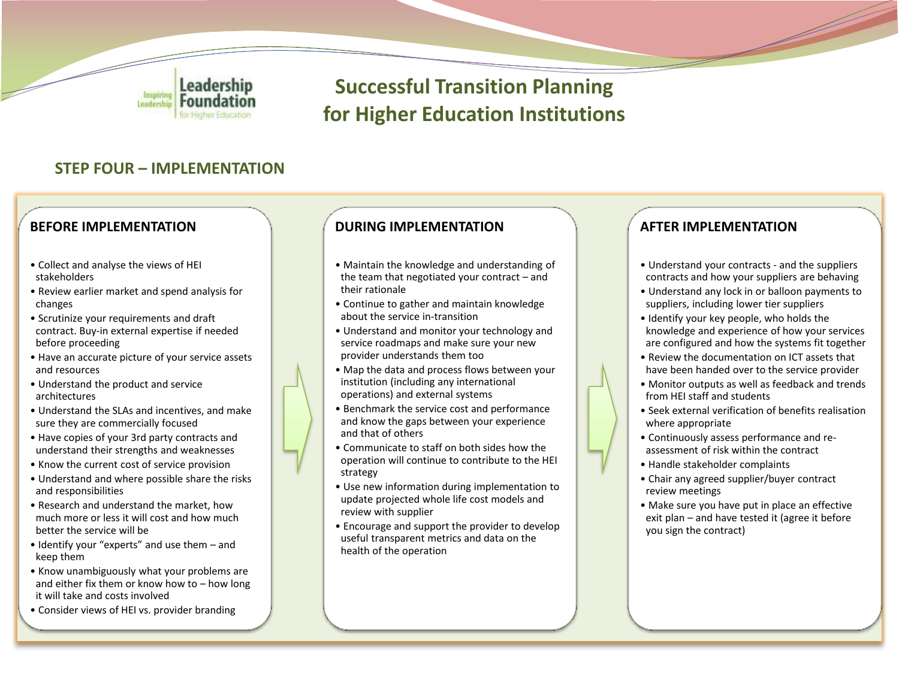Leadership Foundation for Higher Education

Inspiring Leadership

# Successful Transition Planning for Higher Education Institutions

## STEP FOUR – IMPLEMENTATION

### BEFORE IMPLEMENTATION

- Collect and analyse the views of HEI stakeholders
- Review earlier market and spend analysis for changes
- Scrutinize your requirements and draft contract. Buy-in external expertise if needed before proceeding
- Have an accurate picture of your service assets and resources
- Understand the product and service architectures
- Understand the SLAs and incentives, and make sure they are commercially focused
- Have copies of your 3rd party contracts and understand their strengths and weaknesses
- Know the current cost of service provision
- Understand and where possible share the risks and responsibilities
- Research and understand the market, how much more or less it will cost and how much better the service will be
- Identify your "experts" and use them – and keep them
- Know unambiguously what your problems are and either fix them or know how to – how long it will take and costs involved
- Consider views of HEI vs. provider branding

### DURING IMPLEMENTATION

- Maintain the knowledge and understanding of the team that negotiated your contract – and their rationale
- Continue to gather and maintain knowledge about the service in-transition
- Understand and monitor your technology and service roadmaps and make sure your new provider understands them too
- Map the data and process flows between your institution (including any international operations) and external systems
- Benchmark the service cost and performance and know the gaps between your experience and that of others
- Communicate to staff on both sides how the operation will continue to contribute to the HEI strategy
- Use new information during implementation to update projected whole life cost models and review with supplier
- Encourage and support the provider to develop useful transparent metrics and data on the health of the operation

### AFTER IMPLEMENTATION

- Understand your contracts - and the suppliers contracts and how your suppliers are behaving
- Understand any lock in or balloon payments to suppliers, including lower tier suppliers
- Identify your key people, who holds the knowledge and experience of how your services are configured and how the systems fit together
- Review the documentation on ICT assets that have been handed over to the service provider
- Monitor outputs as well as feedback and trends from HEI staff and students
- Seek external verification of benefits realisation where appropriate
- Continuously assess performance and re-assessment of risk within the contract
- Handle stakeholder complaints
- Chair any agreed supplier/buyer contract review meetings
- Make sure you have put in place an effective exit plan – and have tested it (agree it before you sign the contract)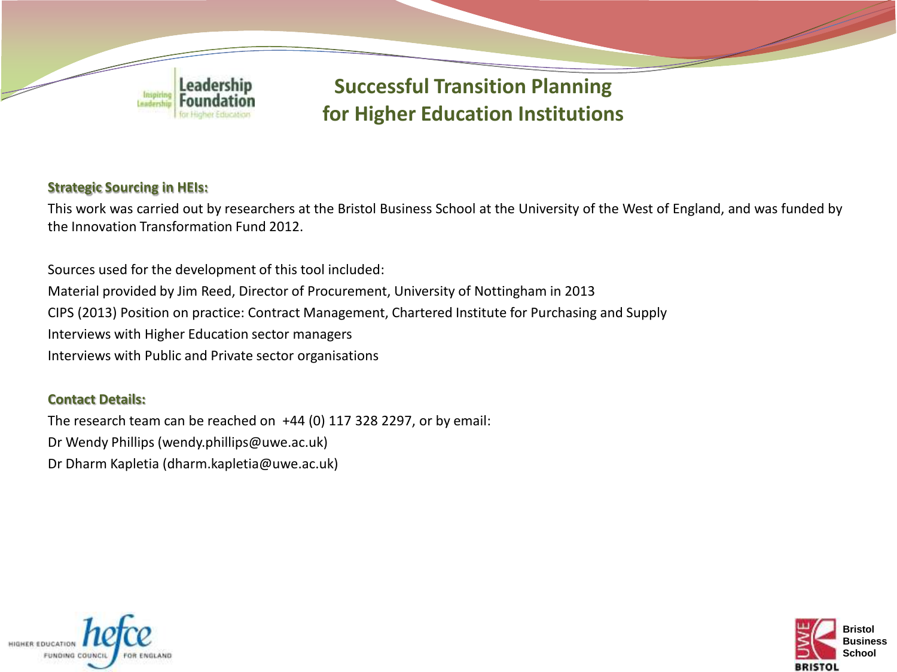# Successful Transition Planning for Higher Education Institutions

**Strategic Sourcing in HEIs:**

This work was carried out by researchers at the Bristol Business School at the University of the West of England, and was funded by the Innovation Transformation Fund 2012.

Sources used for the development of this tool included:

Material provided by Jim Reed, Director of Procurement, University of Nottingham in 2013

CIPS (2013) Position on practice: Contract Management, Chartered Institute for Purchasing and Supply

Interviews with Higher Education sector managers

Interviews with Public and Private sector organisations

**Contact Details:**

The research team can be reached on +44 (0) 117 328 2297, or by email:

Dr Wendy Phillips (wendy.phillips@uwe.ac.uk)

Dr Dharm Kapletia (dharm.kapletia@uwe.ac.uk)